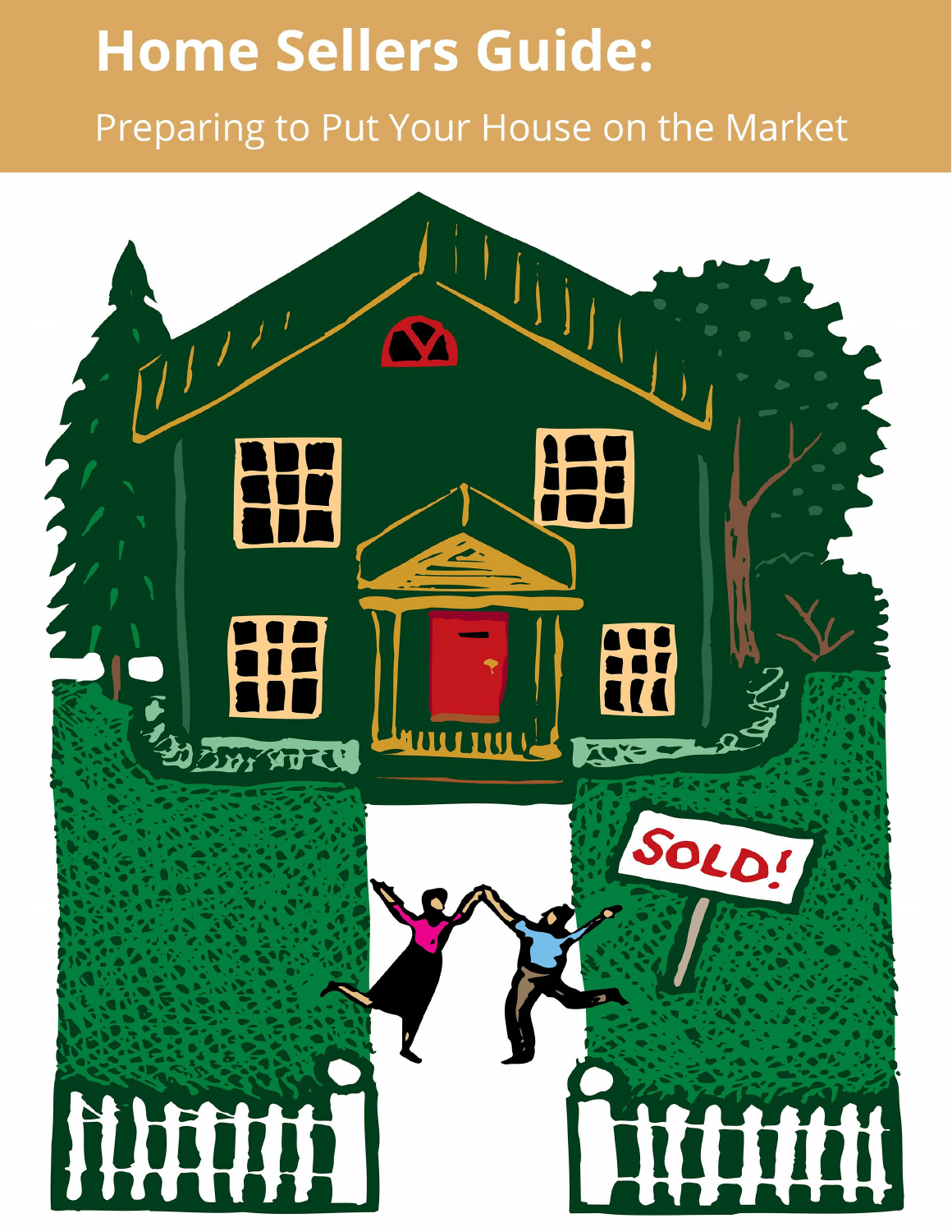# Home Sellers Guide:

Preparing to Put Your House on the Market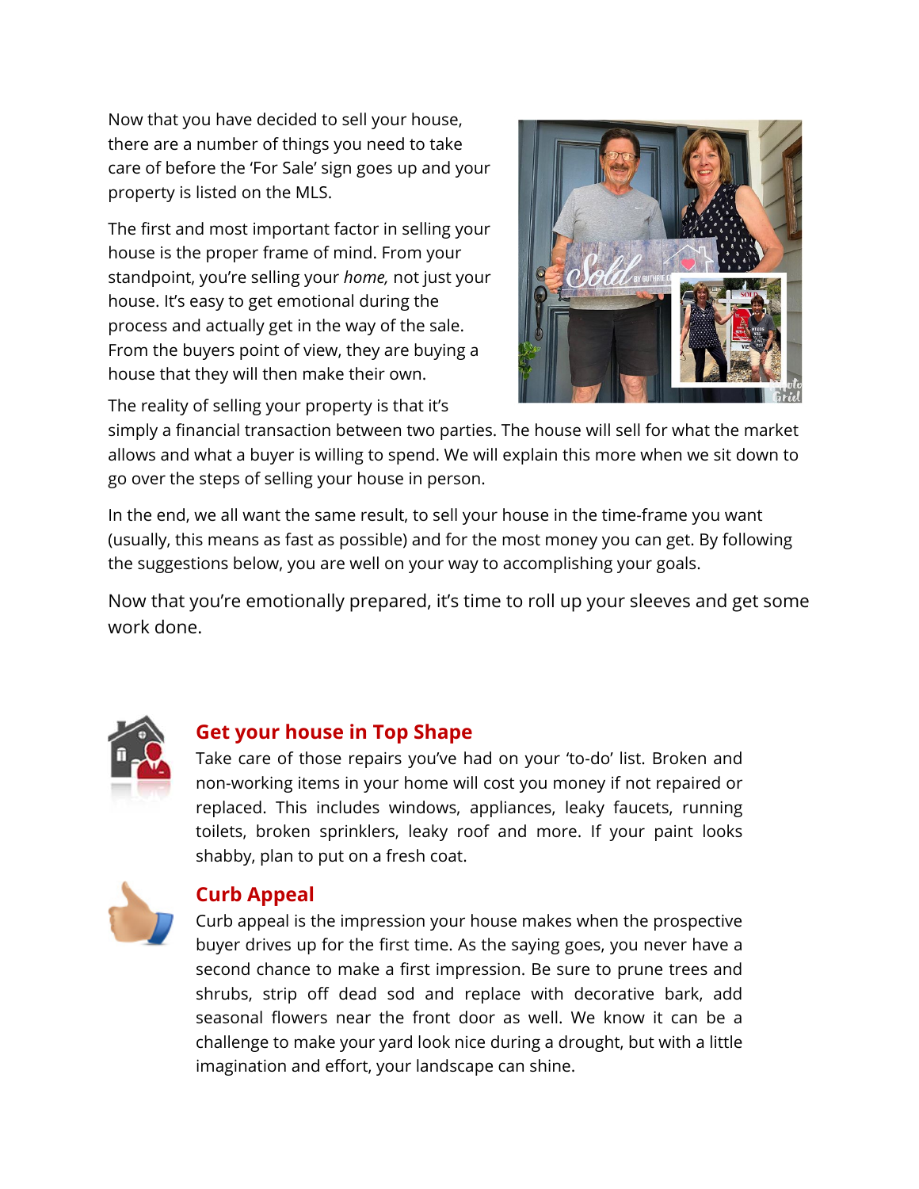Now that you have decided to sell your house, there are a number of things you need to take care of before the 'For Sale' sign goes up and your property is listed on the MLS.

The first and most important factor in selling your house is the proper frame of mind. From your standpoint, you're selling your *home,* not just your house. It's easy to get emotional during the process and actually get in the way of the sale. From the buyers point of view, they are buying a house that they will then make their own.

The reality of selling your property is that it's simply a financial transaction between two parties. The house will sell for what the market allows and what a buyer is willing to spend. We will explain this more when we sit down to go over the steps of selling your house in person.

In the end, we all want the same result, to sell your house in the time-frame you want (usually, this means as fast as possible) and for the most money you can get. By following the suggestions below, you are well on your way to accomplishing your goals.

Now that you're emotionally prepared, it's time to roll up your sleeves and get some work done.

## Get your house in Top Shape

Take care of those repairs you've had on your 'to-do' list. Broken and non-working items in your home will cost you money if not repaired or replaced. This includes windows, appliances, leaky faucets, running toilets, broken sprinklers, leaky roof and more. If your paint looks shabby, plan to put on a fresh coat.

## Curb Appeal

Curb appeal is the impression your house makes when the prospective buyer drives up for the first time. As the saying goes, you never have a second chance to make a first impression. Be sure to prune trees and shrubs, strip off dead sod and replace with decorative bark, add seasonal flowers near the front door as well. We know it can be a challenge to make your yard look nice during a drought, but with a little imagination and effort, your landscape can shine.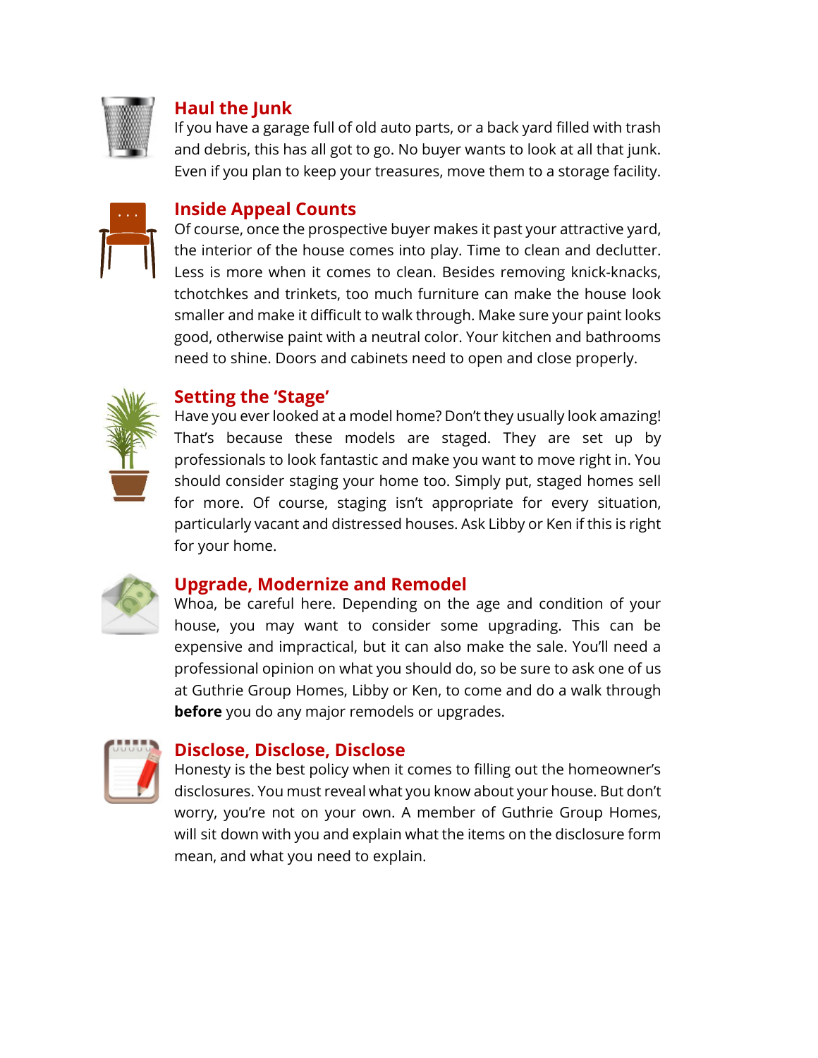## Haul the Junk

If you have a garage full of old auto parts, or a back yard filled with trash and debris, this has all got to go. No buyer wants to look at all that junk. Even if you plan to keep your treasures, move them to a storage facility.

## Inside Appeal Counts

Of course, once the prospective buyer makes it past your attractive yard, the interior of the house comes into play. Time to clean and declutter. Less is more when it comes to clean. Besides removing knick-knacks, tchotchkes and trinkets, too much furniture can make the house look smaller and make it difficult to walk through. Make sure your paint looks good, otherwise paint with a neutral color. Your kitchen and bathrooms need to shine. Doors and cabinets need to open and close properly.

## Setting the 'Stage'

Have you ever looked at a model home? Don't they usually look amazing! That's because these models are staged. They are set up by professionals to look fantastic and make you want to move right in. You should consider staging your home too. Simply put, staged homes sell for more. Of course, staging isn't appropriate for every situation, particularly vacant and distressed houses. Ask Libby or Ken if this is right for your home.

## Upgrade, Modernize and Remodel

Whoa, be careful here. Depending on the age and condition of your house, you may want to consider some upgrading. This can be expensive and impractical, but it can also make the sale. You'll need a professional opinion on what you should do, so be sure to ask one of us at Guthrie Group Homes, Libby or Ken, to come and do a walk through **before** you do any major remodels or upgrades.

## Disclose, Disclose, Disclose

Honesty is the best policy when it comes to filling out the homeowner's disclosures. You must reveal what you know about your house. But don't worry, you're not on your own. A member of Guthrie Group Homes, will sit down with you and explain what the items on the disclosure form mean, and what you need to explain.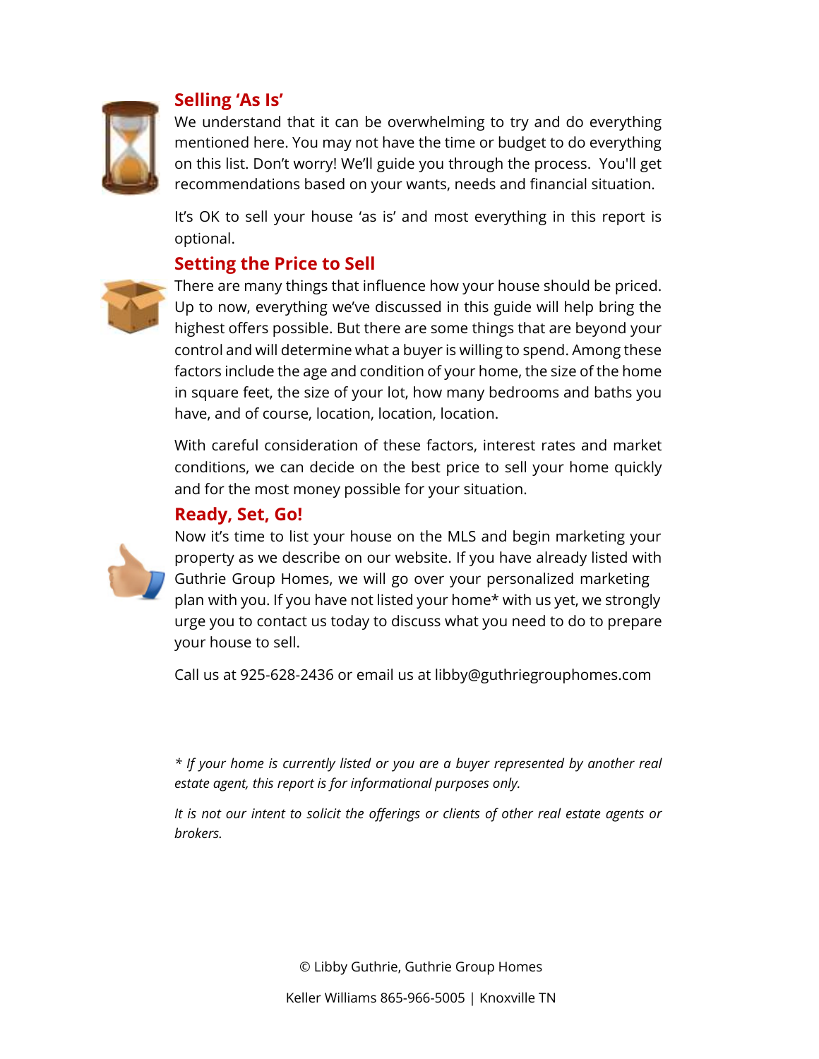## Selling 'As Is'

We understand that it can be overwhelming to try and do everything mentioned here. You may not have the time or budget to do everything on this list. Don't worry! We'll guide you through the process. You'll get recommendations based on your wants, needs and financial situation.

It's OK to sell your house 'as is' and most everything in this report is optional.

## Setting the Price to Sell

There are many things that influence how your house should be priced. Up to now, everything we've discussed in this guide will help bring the highest offers possible. But there are some things that are beyond your control and will determine what a buyer is willing to spend. Among these factors include the age and condition of your home, the size of the home in square feet, the size of your lot, how many bedrooms and baths you have, and of course, location, location, location.

With careful consideration of these factors, interest rates and market conditions, we can decide on the best price to sell your home quickly and for the most money possible for your situation.

## Ready, Set, Go!

Now it's time to list your house on the MLS and begin marketing your property as we describe on our website. If you have already listed with Guthrie Group Homes, we will go over your personalized marketing plan with you. If you have not listed your home* with us yet, we strongly urge you to contact us today to discuss what you need to do to prepare your house to sell.

Call us at 925-628-2436 or email us at libby@guthriegrouphomes.com

*\* If your home is currently listed or you are a buyer represented by another real estate agent, this report is for informational purposes only.*

*It is not our intent to solicit the offerings or clients of other real estate agents or brokers.*

© Libby Guthrie, Guthrie Group Homes

Keller Williams 865-966-5005 | Knoxville TN